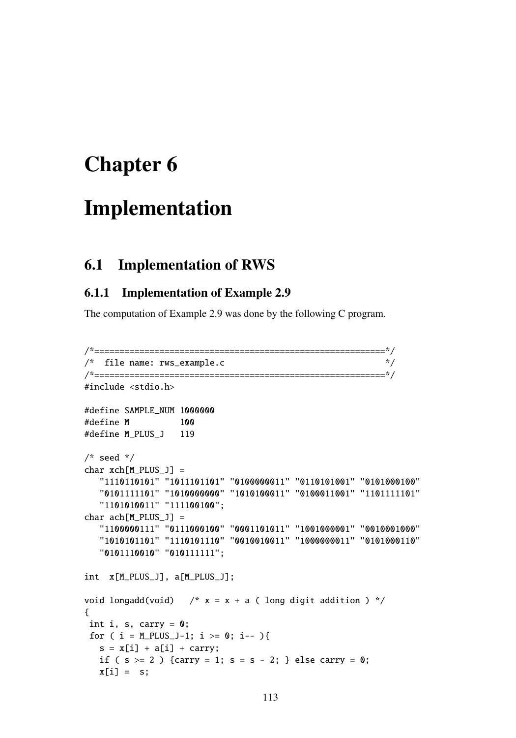# Chapter 6

# Implementation

## 6.1 Implementation of RWS

### 6.1.1 Implementation of Example 2.9

The computation of Example 2.9 was done by the following C program.

```
/*==========================================================*/
/*  file name: rws_example.c                                */
/*==========================================================*/
#include <stdio.h>

#define SAMPLE_NUM 1000000
#define M          100
#define M_PLUS_J   119

/* seed */
char xch[M_PLUS_J] =
   "1110110101" "1011101101" "0100000011" "0110101001" "0101000100"
   "0101111101" "1010000000" "1010100011" "0100011001" "1101111101"
   "1101010011" "111100100";
char ach[M_PLUS_J] =
   "1100000111" "0111000100" "0001101011" "1001000001" "0010001000"
   "1010101101" "1110101110" "0010010011" "1000000011" "0101000110"
   "0101110010" "010111111";

int  x[M_PLUS_J], a[M_PLUS_J];

void longadd(void)   /* x = x + a ( long digit addition ) */
{
 int i, s, carry = 0;
 for ( i = M_PLUS_J-1; i >= 0; i-- ){
   s = x[i] + a[i] + carry;
   if ( s >= 2 ) {carry = 1; s = s - 2; } else carry = 0;
   x[i] =  s;
```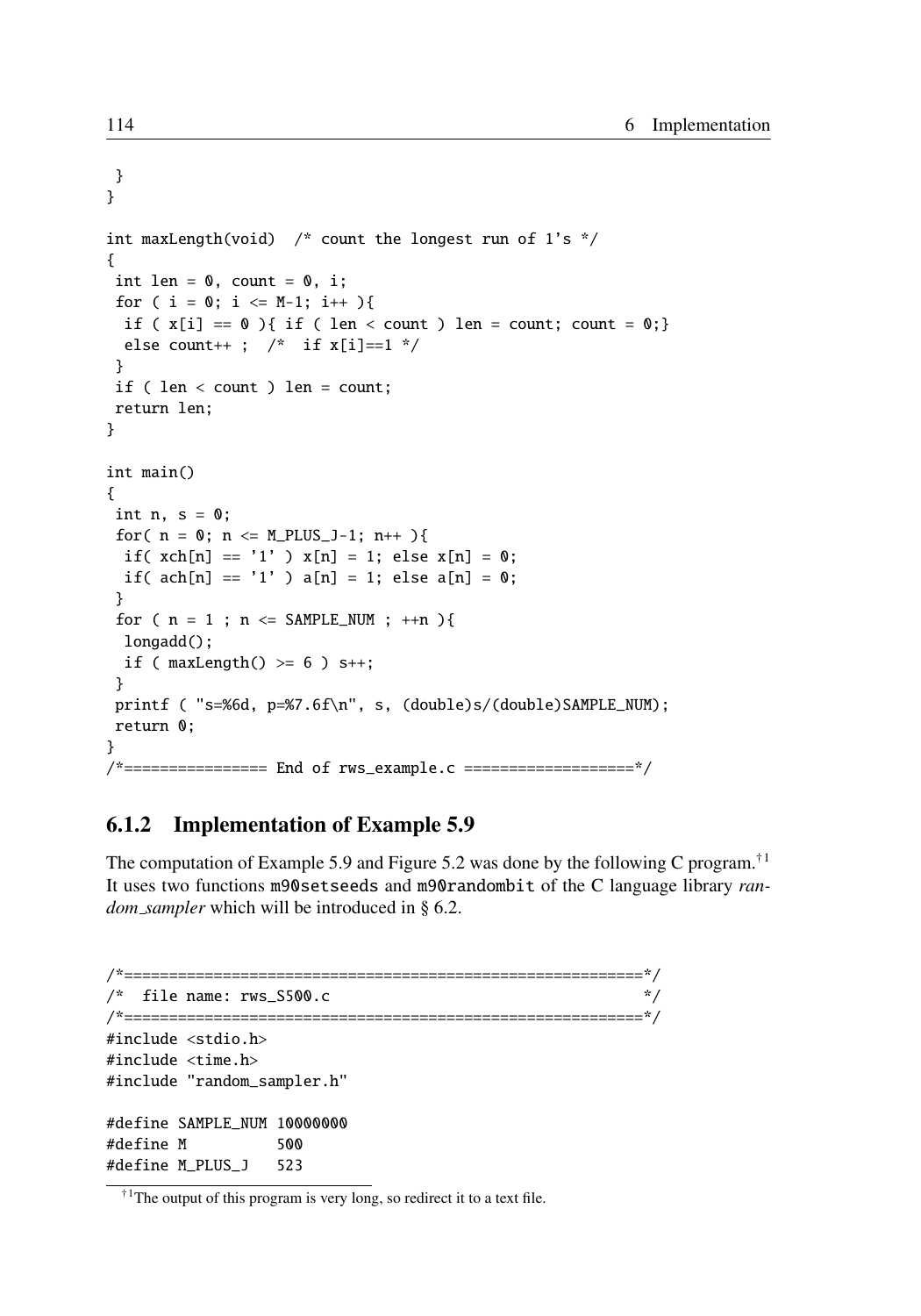```
 }
}

int maxLength(void)  /* count the longest run of 1's */
{
 int len = 0, count = 0, i;
 for ( i = 0; i <= M-1; i++ ){
  if ( x[i] == 0 ){ if ( len < count ) len = count; count = 0;}
  else count++ ;  /*  if x[i]==1 */
 }
 if ( len < count ) len = count;
 return len;
}

int main()
{
 int n, s = 0;
 for( n = 0; n <= M_PLUS_J-1; n++ ){
  if( xch[n] == '1' ) x[n] = 1; else x[n] = 0;
  if( ach[n] == '1' ) a[n] = 1; else a[n] = 0;
 }
 for ( n = 1 ; n <= SAMPLE_NUM ; ++n ){
  longadd();
  if ( maxLength() >= 6 ) s++;
 }
 printf ( "s=%6d, p=%7.6f\n", s, (double)s/(double)SAMPLE_NUM);
 return 0;
}
/*================ End of rws_example.c ===================*/
```

### 6.1.2 Implementation of Example 5.9

The computation of Example 5.9 and Figure 5.2 was done by the following C program.[†1] It uses two functions `m90setseeds` and `m90randombit` of the C language library *random_sampler* which will be introduced in § 6.2.

```
/*==========================================================*/
/*  file name: rws_S500.c                                   */
/*==========================================================*/
#include <stdio.h>
#include <time.h>
#include "random_sampler.h"

#define SAMPLE_NUM 10000000
#define M          500
#define M_PLUS_J   523
```

[†1] The output of this program is very long, so redirect it to a text file.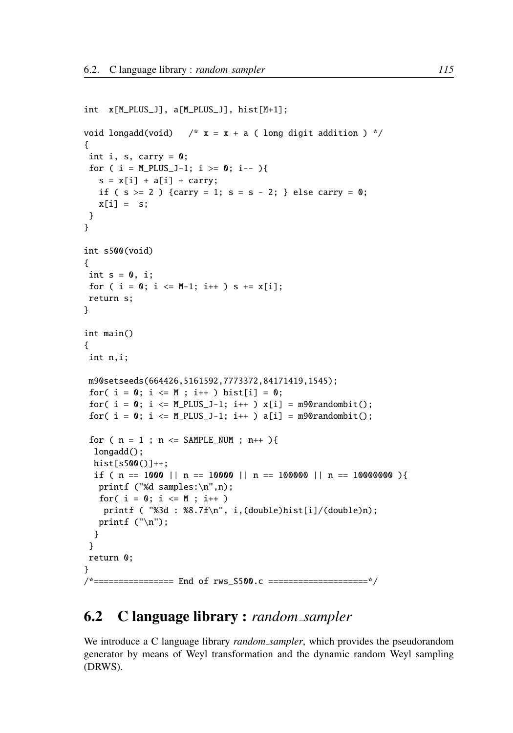```c
int  x[M_PLUS_J], a[M_PLUS_J], hist[M+1];

void longadd(void)   /* x = x + a ( long digit addition ) */
{
 int i, s, carry = 0;
 for ( i = M_PLUS_J-1; i >= 0; i-- ){
   s = x[i] + a[i] + carry;
   if ( s >= 2 ) {carry = 1; s = s - 2; } else carry = 0;
   x[i] =  s;
 }
}

int s500(void)
{
 int s = 0, i;
 for ( i = 0; i <= M-1; i++ ) s += x[i];
 return s;
}

int main()
{
 int n,i;

 m90setseeds(664426,5161592,7773372,84171419,1545);
 for( i = 0; i <= M ; i++ ) hist[i] = 0;
 for( i = 0; i <= M_PLUS_J-1; i++ ) x[i] = m90randombit();
 for( i = 0; i <= M_PLUS_J-1; i++ ) a[i] = m90randombit();

 for ( n = 1 ; n <= SAMPLE_NUM ; n++ ){
  longadd();
  hist[s500()]++;
  if ( n == 1000 || n == 10000 || n == 100000 || n == 10000000 ){
   printf ("%d samples:\n",n);
   for( i = 0; i <= M ; i++ )
    printf ( "%3d : %8.7f\n", i,(double)hist[i]/(double)n);
   printf ("\n");
  }
 }
 return 0;
}
/*================ End of rws_S500.c ===================*/
```

## 6.2 C language library : *random_sampler*

We introduce a C language library *random_sampler*, which provides the pseudorandom generator by means of Weyl transformation and the dynamic random Weyl sampling (DRWS).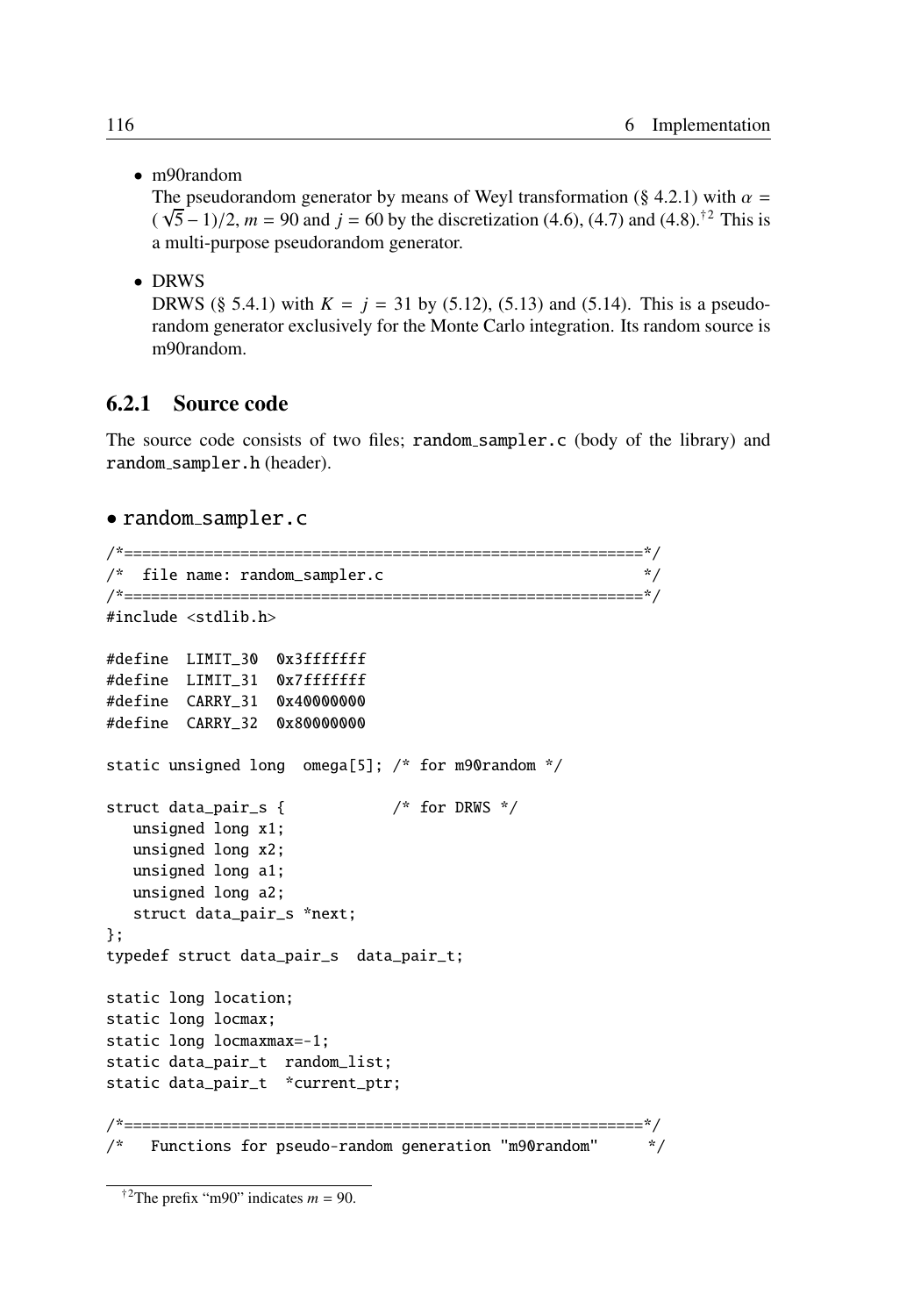- m90random
  The pseudorandom generator by means of Weyl transformation (§ 4.2.1) with $\alpha = (\sqrt{5}-1)/2$, $m = 90$ and $j = 60$ by the discretization (4.6), (4.7) and (4.8).[†2] This is a multi-purpose pseudorandom generator.

- DRWS
  DRWS (§ 5.4.1) with $K = j = 31$ by (5.12), (5.13) and (5.14). This is a pseudorandom generator exclusively for the Monte Carlo integration. Its random source is m90random.

### 6.2.1 Source code

The source code consists of two files; `random_sampler.c` (body of the library) and `random_sampler.h` (header).

#### • `random_sampler.c`

```
/*=========================================================*/
/*  file name: random_sampler.c                            */
/*=========================================================*/
#include <stdlib.h>

#define  LIMIT_30  0x3fffffff
#define  LIMIT_31  0x7fffffff
#define  CARRY_31  0x40000000
#define  CARRY_32  0x80000000

static unsigned long  omega[5]; /* for m90random */

struct data_pair_s {            /* for DRWS */
   unsigned long x1;
   unsigned long x2;
   unsigned long a1;
   unsigned long a2;
   struct data_pair_s *next;
};
typedef struct data_pair_s  data_pair_t;

static long location;
static long locmax;
static long locmaxmax=-1;
static data_pair_t  random_list;
static data_pair_t  *current_ptr;

/*=========================================================*/
/*   Functions for pseudo-random generation "m90random"     */
```

[†2] The prefix “m90” indicates $m = 90$.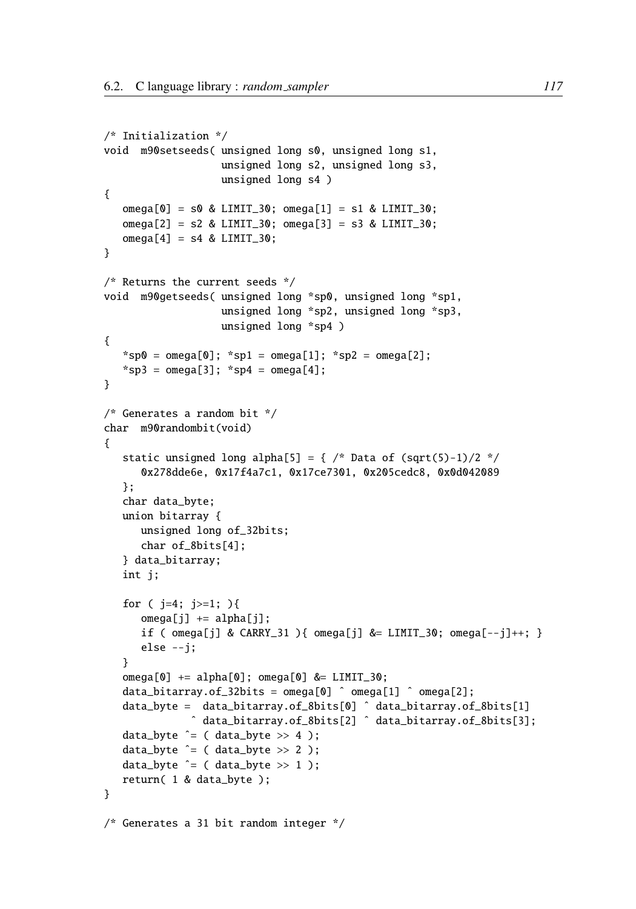```c
/* Initialization */
void  m90setseeds( unsigned long s0, unsigned long s1,
                   unsigned long s2, unsigned long s3,
                   unsigned long s4 )
{
   omega[0] = s0 & LIMIT_30; omega[1] = s1 & LIMIT_30;
   omega[2] = s2 & LIMIT_30; omega[3] = s3 & LIMIT_30;
   omega[4] = s4 & LIMIT_30;
}

/* Returns the current seeds */
void  m90getseeds( unsigned long *sp0, unsigned long *sp1,
                   unsigned long *sp2, unsigned long *sp3,
                   unsigned long *sp4 )
{
   *sp0 = omega[0]; *sp1 = omega[1]; *sp2 = omega[2];
   *sp3 = omega[3]; *sp4 = omega[4];
}

/* Generates a random bit */
char  m90randombit(void)
{
   static unsigned long alpha[5] = { /* Data of (sqrt(5)-1)/2 */
      0x278dde6e, 0x17f4a7c1, 0x17ce7301, 0x205cedc8, 0x0d042089
   };
   char data_byte;
   union bitarray {
      unsigned long of_32bits;
      char of_8bits[4];
   } data_bitarray;
   int j;

   for ( j=4; j>=1; ){
      omega[j] += alpha[j];
      if ( omega[j] & CARRY_31 ){ omega[j] &= LIMIT_30; omega[--j]++; }
      else --j;
   }
   omega[0] += alpha[0]; omega[0] &= LIMIT_30;
   data_bitarray.of_32bits = omega[0] ^ omega[1] ^ omega[2];
   data_byte =  data_bitarray.of_8bits[0] ^ data_bitarray.of_8bits[1]
              ^ data_bitarray.of_8bits[2] ^ data_bitarray.of_8bits[3];
   data_byte ^= ( data_byte >> 4 );
   data_byte ^= ( data_byte >> 2 );
   data_byte ^= ( data_byte >> 1 );
   return( 1 & data_byte );
}

/* Generates a 31 bit random integer */
```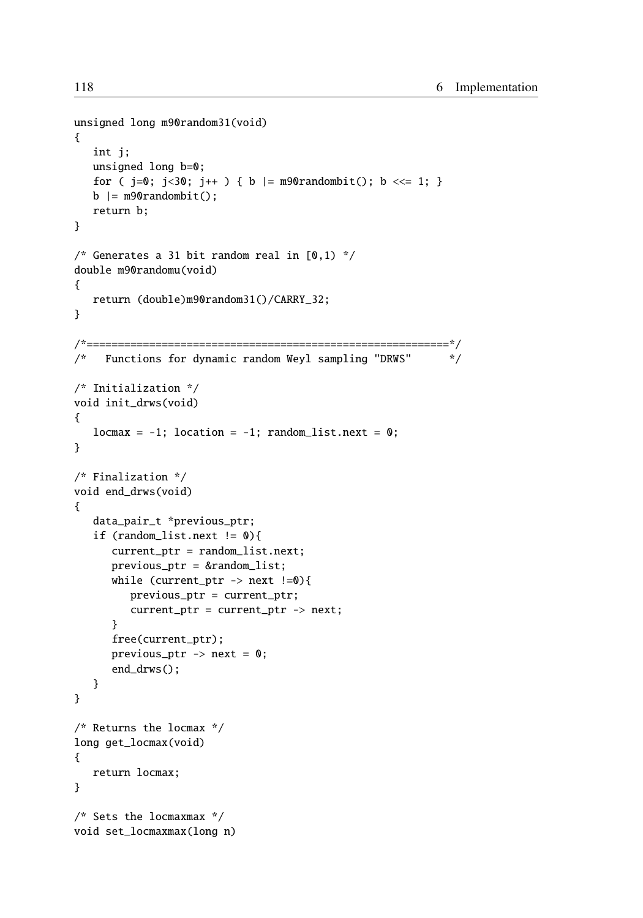```
unsigned long m90random31(void)
{
   int j;
   unsigned long b=0;
   for ( j=0; j<30; j++ ) { b |= m90randombit(); b <<= 1; }
   b |= m90randombit();
   return b;
}

/* Generates a 31 bit random real in [0,1) */
double m90randomu(void)
{
   return (double)m90random31()/CARRY_32;
}

/*=========================================================*/
/*   Functions for dynamic random Weyl sampling "DRWS"      */

/* Initialization */
void init_drws(void)
{
   locmax = -1; location = -1; random_list.next = 0;
}

/* Finalization */
void end_drws(void)
{
   data_pair_t *previous_ptr;
   if (random_list.next != 0){
      current_ptr = random_list.next;
      previous_ptr = &random_list;
      while (current_ptr -> next !=0){
         previous_ptr = current_ptr;
         current_ptr = current_ptr -> next;
      }
      free(current_ptr);
      previous_ptr -> next = 0;
      end_drws();
   }
}

/* Returns the locmax */
long get_locmax(void)
{
   return locmax;
}

/* Sets the locmaxmax */
void set_locmaxmax(long n)
```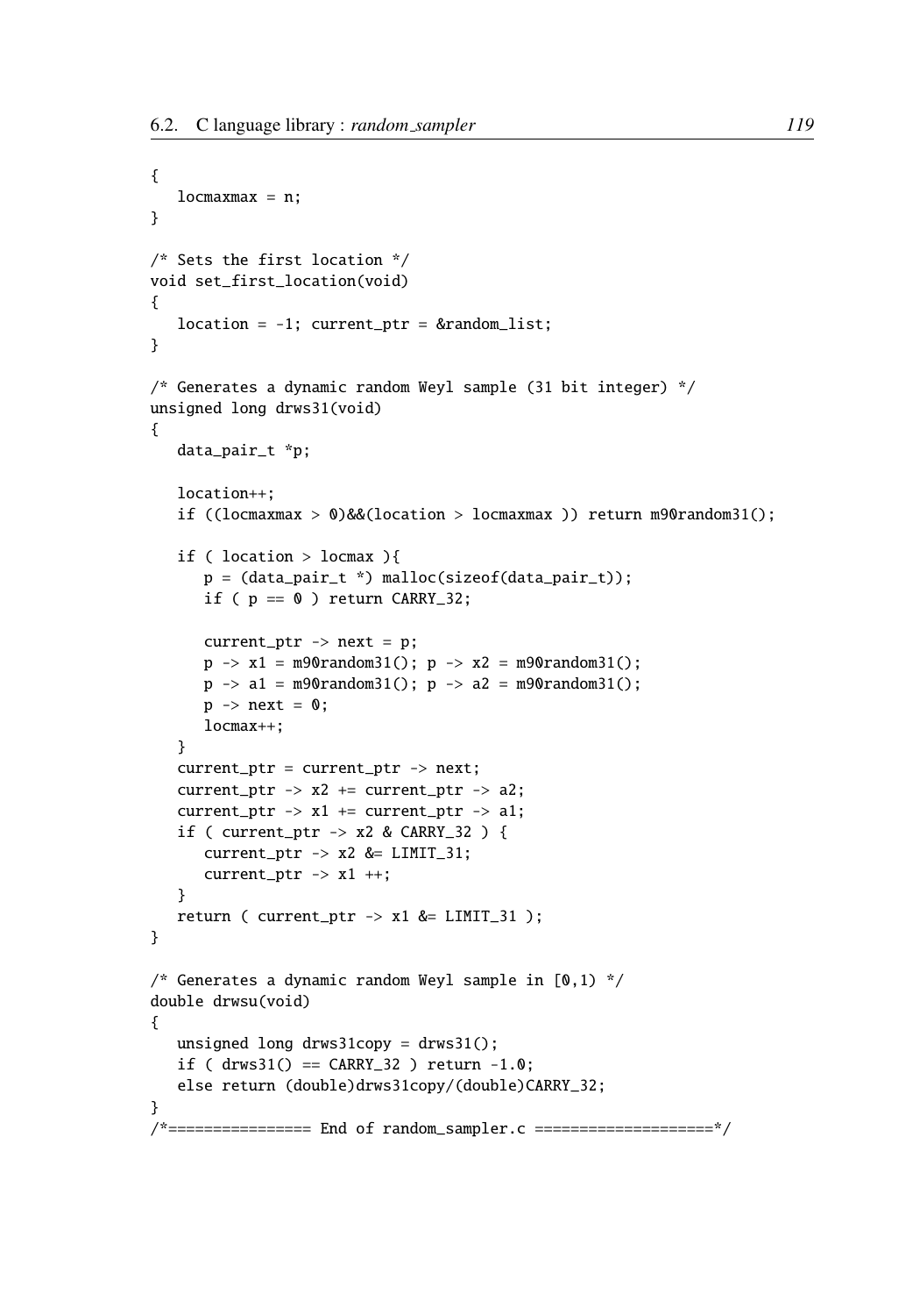```c
{
   locmaxmax = n;
}

/* Sets the first location */
void set_first_location(void)
{
   location = -1; current_ptr = &random_list;
}

/* Generates a dynamic random Weyl sample (31 bit integer) */
unsigned long drws31(void)
{
   data_pair_t *p;

   location++;
   if ((locmaxmax > 0)&&(location > locmaxmax )) return m90random31();

   if ( location > locmax ){
      p = (data_pair_t *) malloc(sizeof(data_pair_t));
      if ( p == 0 ) return CARRY_32;

      current_ptr -> next = p;
      p -> x1 = m90random31(); p -> x2 = m90random31();
      p -> a1 = m90random31(); p -> a2 = m90random31();
      p -> next = 0;
      locmax++;
   }
   current_ptr = current_ptr -> next;
   current_ptr -> x2 += current_ptr -> a2;
   current_ptr -> x1 += current_ptr -> a1;
   if ( current_ptr -> x2 & CARRY_32 ) {
      current_ptr -> x2 &= LIMIT_31;
      current_ptr -> x1 ++;
   }
   return ( current_ptr -> x1 &= LIMIT_31 );
}

/* Generates a dynamic random Weyl sample in [0,1) */
double drwsu(void)
{
   unsigned long drws31copy = drws31();
   if ( drws31() == CARRY_32 ) return -1.0;
   else return (double)drws31copy/(double)CARRY_32;
}
/*================ End of random_sampler.c ===================*/
```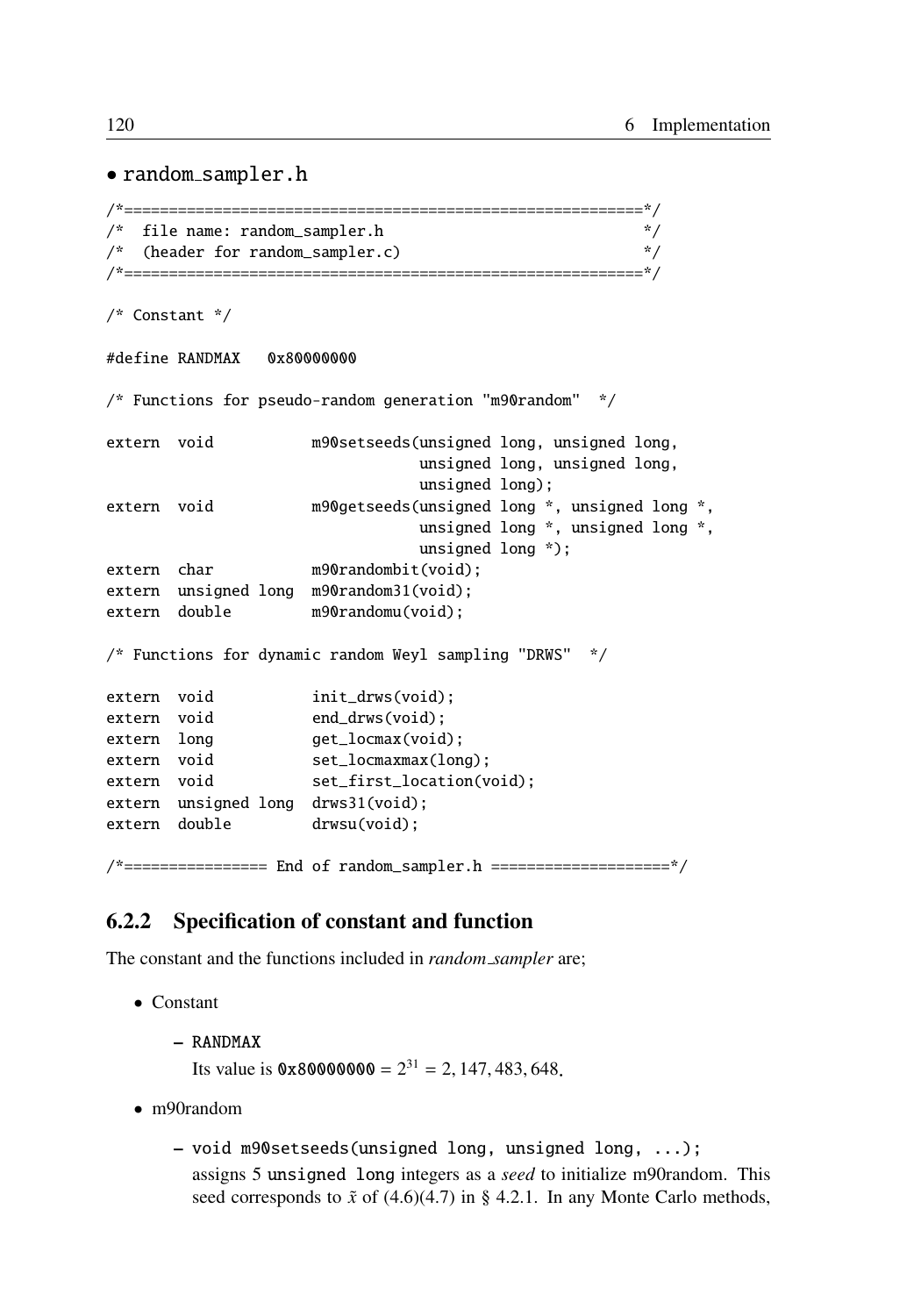• random_sampler.h

```
/*=========================================================*/
/*  file name: random_sampler.h                            */
/*  (header for random_sampler.c)                          */
/*=========================================================*/

/* Constant */

#define RANDMAX   0x80000000

/* Functions for pseudo-random generation "m90random"  */

extern  void           m90setseeds(unsigned long, unsigned long,
                                   unsigned long, unsigned long,
                                   unsigned long);
extern  void           m90getseeds(unsigned long *, unsigned long *,
                                   unsigned long *, unsigned long *,
                                   unsigned long *);
extern  char           m90randombit(void);
extern  unsigned long  m90random31(void);
extern  double         m90randomu(void);

/* Functions for dynamic random Weyl sampling "DRWS"  */

extern  void           init_drws(void);
extern  void           end_drws(void);
extern  long           get_locmax(void);
extern  void           set_locmaxmax(long);
extern  void           set_first_location(void);
extern  unsigned long  drws31(void);
extern  double         drwsu(void);

/*================ End of random_sampler.h ====================*/
```

### 6.2.2 Specification of constant and function

The constant and the functions included in *random_sampler* are;

- Constant
  - `RANDMAX`
    Its value is `0x80000000` $= 2^{31} = 2,147,483,648$.
- m90random
  - `void m90setseeds(unsigned long, unsigned long, ...);`
    assigns 5 `unsigned long` integers as a *seed* to initialize m90random. This seed corresponds to $\tilde{x}$ of (4.6)(4.7) in § 4.2.1. In any Monte Carlo methods,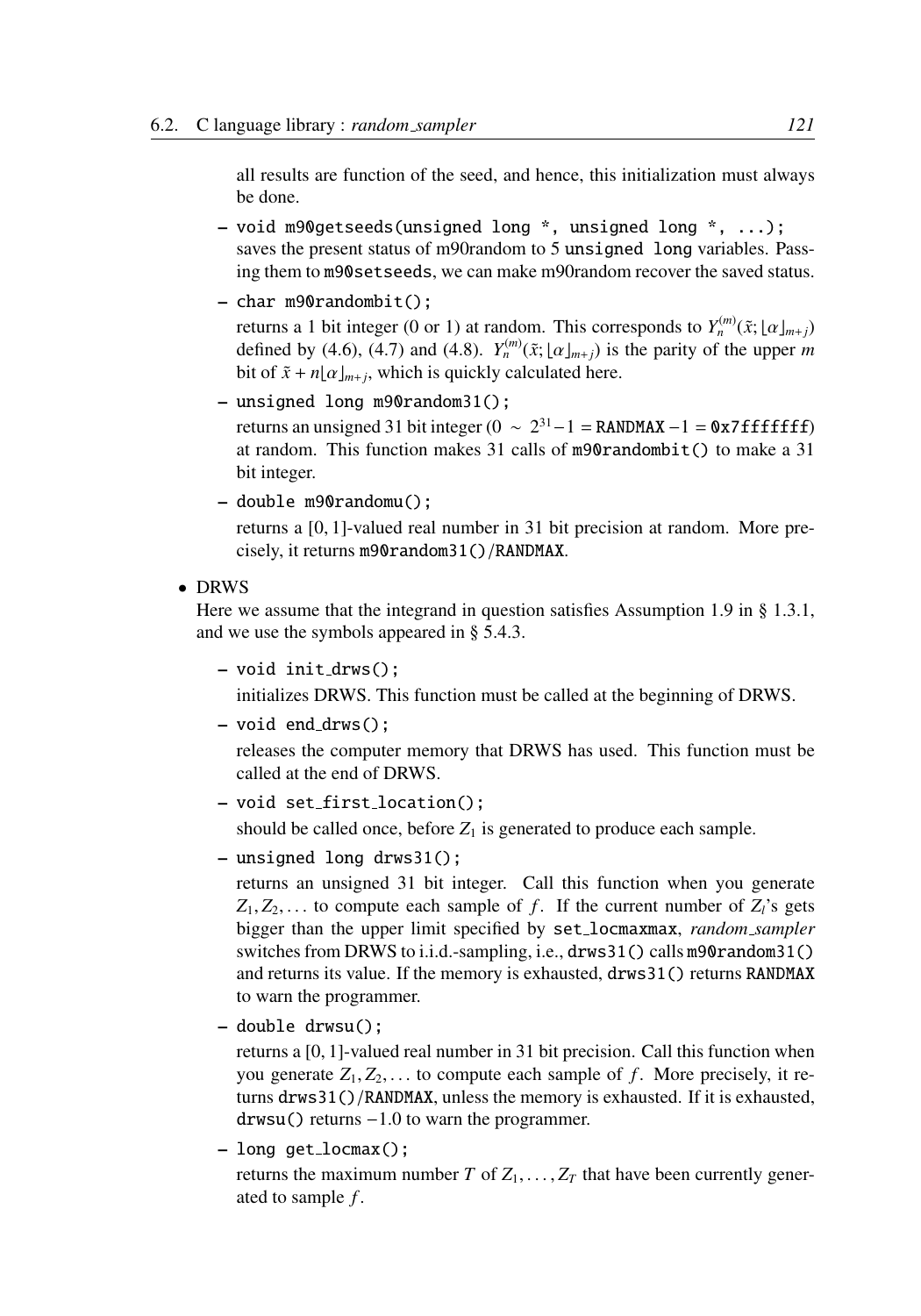all results are function of the seed, and hence, this initialization must always be done.

- `void m90getseeds(unsigned long *, unsigned long *, ...);`
  saves the present status of m90random to 5 `unsigned long` variables. Passing them to `m90setseeds`, we can make m90random recover the saved status.
- `char m90randombit();`
  returns a 1 bit integer (0 or 1) at random. This corresponds to $Y_n^{(m)}(\tilde{x}; \lfloor\alpha\rfloor_{m+j})$ defined by (4.6), (4.7) and (4.8). $Y_n^{(m)}(\tilde{x}; \lfloor\alpha\rfloor_{m+j})$ is the parity of the upper $m$ bit of $\tilde{x} + n\lfloor\alpha\rfloor_{m+j}$, which is quickly calculated here.
- `unsigned long m90random31();`
  returns an unsigned 31 bit integer ($0 \sim 2^{31}-1 =$ `RANDMAX` $-1 =$ `0x7fffffff`) at random. This function makes 31 calls of `m90randombit()` to make a 31 bit integer.
- `double m90randomu();`
  returns a $[0, 1]$-valued real number in 31 bit precision at random. More precisely, it returns `m90random31()/RANDMAX`.

- DRWS
  Here we assume that the integrand in question satisfies Assumption 1.9 in § 1.3.1, and we use the symbols appeared in § 5.4.3.

  - `void init_drws();`
    initializes DRWS. This function must be called at the beginning of DRWS.
  - `void end_drws();`
    releases the computer memory that DRWS has used. This function must be called at the end of DRWS.
  - `void set_first_location();`
    should be called once, before $Z_1$ is generated to produce each sample.
  - `unsigned long drws31();`
    returns an unsigned 31 bit integer. Call this function when you generate $Z_1, Z_2, \ldots$ to compute each sample of $f$. If the current number of $Z_l$'s gets bigger than the upper limit specified by `set_locmaxmax`, *random_sampler* switches from DRWS to i.i.d.-sampling, i.e., `drws31()` calls `m90random31()` and returns its value. If the memory is exhausted, `drws31()` returns `RANDMAX` to warn the programmer.
  - `double drwsu();`
    returns a $[0, 1]$-valued real number in 31 bit precision. Call this function when you generate $Z_1, Z_2, \ldots$ to compute each sample of $f$. More precisely, it returns `drws31()/RANDMAX`, unless the memory is exhausted. If it is exhausted, `drwsu()` returns $-1.0$ to warn the programmer.
  - `long get_locmax();`
    returns the maximum number $T$ of $Z_1, \ldots, Z_T$ that have been currently generated to sample $f$.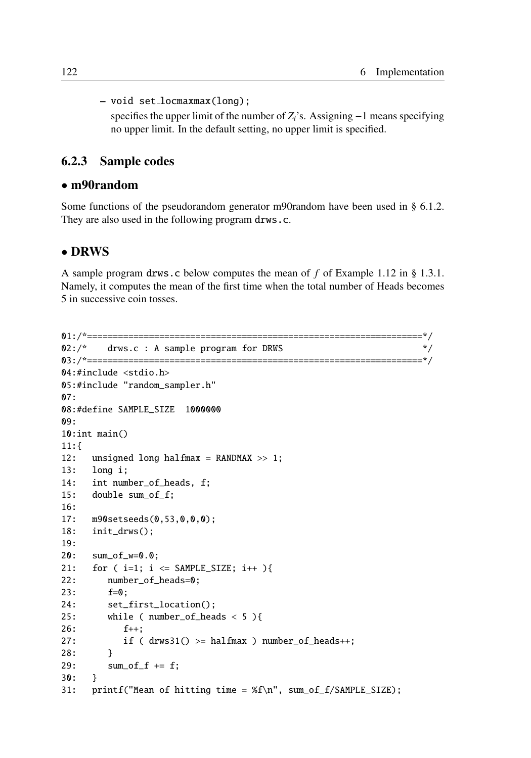– void set_locmaxmax(long);

specifies the upper limit of the number of $Z_l$'s. Assigning $-1$ means specifying no upper limit. In the default setting, no upper limit is specified.

### 6.2.3 Sample codes

#### • m90random

Some functions of the pseudorandom generator m90random have been used in § 6.1.2. They are also used in the following program drws.c.

#### • DRWS

A sample program drws.c below computes the mean of $f$ of Example 1.12 in § 1.3.1. Namely, it computes the mean of the first time when the total number of Heads becomes 5 in successive coin tosses.

```
01:/*================================================================*/
02:/*    drws.c : A sample program for DRWS                           */
03:/*================================================================*/
04:#include <stdio.h>
05:#include "random_sampler.h"
07:
08:#define SAMPLE_SIZE  1000000
09:
10:int main()
11:{
12:   unsigned long halfmax = RANDMAX >> 1;
13:   long i;
14:   int number_of_heads, f;
15:   double sum_of_f;
16:
17:   m90setseeds(0,53,0,0,0);
18:   init_drws();
19:
20:   sum_of_w=0.0;
21:   for ( i=1; i <= SAMPLE_SIZE; i++ ){
22:      number_of_heads=0;
23:      f=0;
24:      set_first_location();
25:      while ( number_of_heads < 5 ){
26:         f++;
27:         if ( drws31() >= halfmax ) number_of_heads++;
28:      }
29:      sum_of_f += f;
30:   }
31:   printf("Mean of hitting time = %f\n", sum_of_f/SAMPLE_SIZE);
```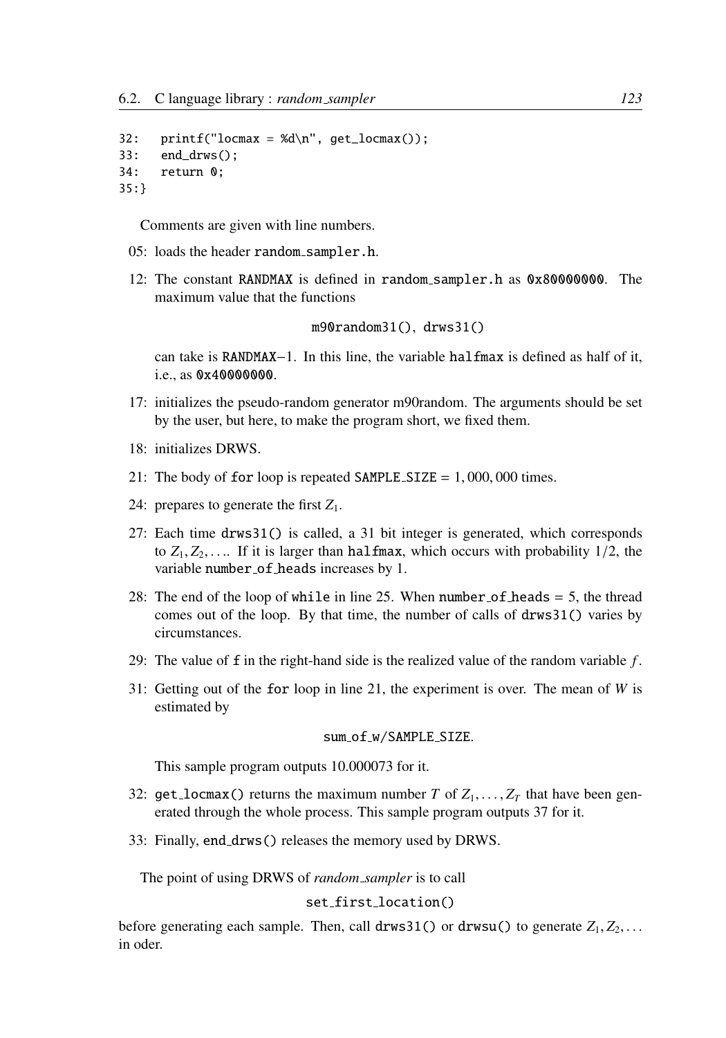```
32:   printf("locmax = %d\n", get_locmax());
33:   end_drws();
34:   return 0;
35:}
```

Comments are given with line numbers.

- 05: loads the header `random_sampler.h`.
- 12: The constant `RANDMAX` is defined in `random_sampler.h` as `0x80000000`. The maximum value that the functions

  `m90random31(), drws31()`

  can take is `RANDMAX`$-1$. In this line, the variable `halfmax` is defined as half of it, i.e., as `0x40000000`.
- 17: initializes the pseudo-random generator m90random. The arguments should be set by the user, but here, to make the program short, we fixed them.
- 18: initializes DRWS.
- 21: The body of `for` loop is repeated `SAMPLE_SIZE` $= 1,000,000$ times.
- 24: prepares to generate the first $Z_1$.
- 27: Each time `drws31()` is called, a 31 bit integer is generated, which corresponds to $Z_1, Z_2, \ldots$. If it is larger than `halfmax`, which occurs with probability $1/2$, the variable `number_of_heads` increases by 1.
- 28: The end of the loop of `while` in line 25. When `number_of_heads` = 5, the thread comes out of the loop. By that time, the number of calls of `drws31()` varies by circumstances.
- 29: The value of `f` in the right-hand side is the realized value of the random variable $f$.
- 31: Getting out of the `for` loop in line 21, the experiment is over. The mean of $W$ is estimated by

  `sum_of_w/SAMPLE_SIZE`.

  This sample program outputs 10.000073 for it.
- 32: `get_locmax()` returns the maximum number $T$ of $Z_1, \ldots, Z_T$ that have been generated through the whole process. This sample program outputs 37 for it.
- 33: Finally, `end_drws()` releases the memory used by DRWS.

The point of using DRWS of *random_sampler* is to call

`set_first_location()`

before generating each sample. Then, call `drws31()` or `drwsu()` to generate $Z_1, Z_2, \ldots$ in oder.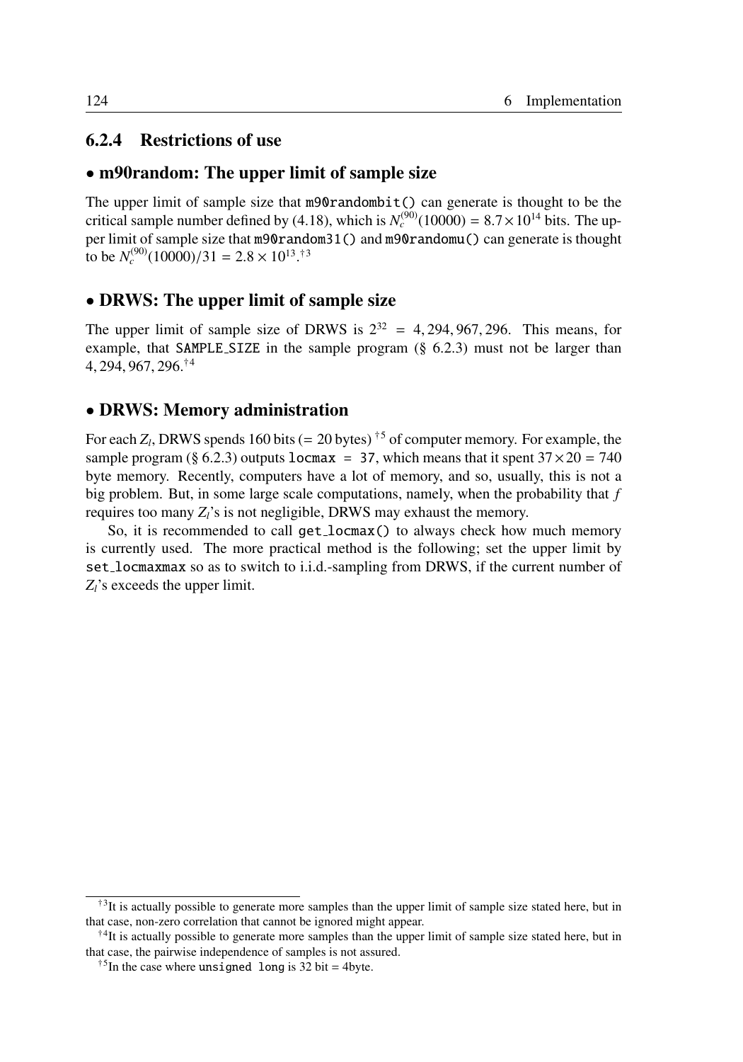### 6.2.4 Restrictions of use

#### • m90random: The upper limit of sample size

The upper limit of sample size that `m90randombit()` can generate is thought to be the critical sample number defined by (4.18), which is $N_c^{(90)}(10000) = 8.7\times10^{14}$ bits. The upper limit of sample size that `m90random31()` and `m90randomu()` can generate is thought to be $N_c^{(90)}(10000)/31 = 2.8\times10^{13}$.[†3]

#### • DRWS: The upper limit of sample size

The upper limit of sample size of DRWS is $2^{32} = 4,294,967,296$. This means, for example, that `SAMPLE_SIZE` in the sample program (§ 6.2.3) must not be larger than $4,294,967,296$.[†4]

#### • DRWS: Memory administration

For each $Z_l$, DRWS spends 160 bits (= 20 bytes) [†5] of computer memory. For example, the sample program (§ 6.2.3) outputs `locmax = 37`, which means that it spent $37\times20 = 740$ byte memory. Recently, computers have a lot of memory, and so, usually, this is not a big problem. But, in some large scale computations, namely, when the probability that $f$ requires too many $Z_l$'s is not negligible, DRWS may exhaust the memory.

So, it is recommended to call `get_locmax()` to always check how much memory is currently used. The more practical method is the following; set the upper limit by `set_locmaxmax` so as to switch to i.i.d.-sampling from DRWS, if the current number of $Z_l$'s exceeds the upper limit.

---

[†3] It is actually possible to generate more samples than the upper limit of sample size stated here, but in that case, non-zero correlation that cannot be ignored might appear.

[†4] It is actually possible to generate more samples than the upper limit of sample size stated here, but in that case, the pairwise independence of samples is not assured.

[†5] In the case where `unsigned long` is 32 bit = 4byte.